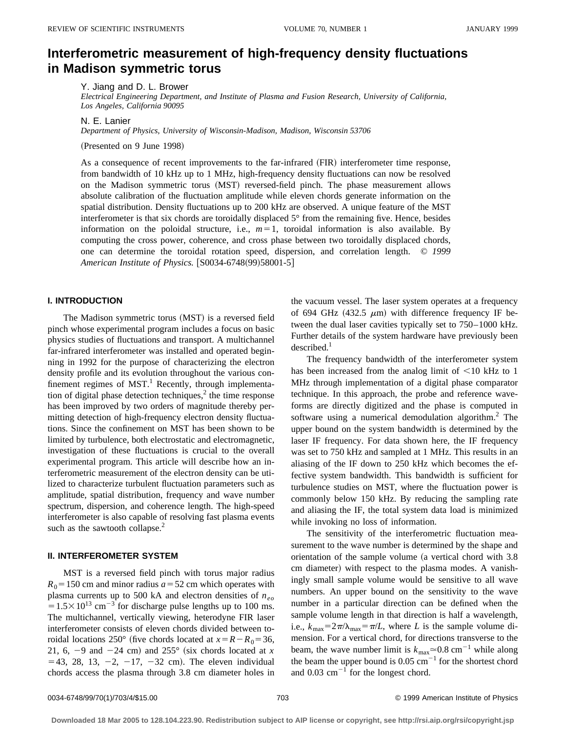# Interferometric measurement of high-frequency density fluctuations in Madison symmetric torus

Y. Jiang and D. L. Brower

*Electrical Engineering Department, and Institute of Plasma and Fusion Research, University of California, Los Angeles, California 90095*

N. E. Lanier

*Department of Physics, University of Wisconsin-Madison, Madison, Wisconsin 53706*

(Presented on 9 June 1998)

As a consequence of recent improvements to the far-infrared (FIR) interferometer time response, from bandwidth of 10 kHz up to 1 MHz, high-frequency density fluctuations can now be resolved on the Madison symmetric torus (MST) reversed-field pinch. The phase measurement allows absolute calibration of the fluctuation amplitude while eleven chords generate information on the spatial distribution. Density fluctuations up to 200 kHz are observed. A unique feature of the MST interferometer is that six chords are toroidally displaced 5° from the remaining five. Hence, besides information on the poloidal structure, i.e., $m=1$, toroidal information is also available. By computing the cross power, coherence, and cross phase between two toroidally displaced chords, one can determine the toroidal rotation speed, dispersion, and correlation length. © *1999 American Institute of Physics.* [S0034-6748(99)58001-5]

## I. INTRODUCTION

The Madison symmetric torus (MST) is a reversed field pinch whose experimental program includes a focus on basic physics studies of fluctuations and transport. A multichannel far-infrared interferometer was installed and operated beginning in 1992 for the purpose of characterizing the electron density profile and its evolution throughout the various confinement regimes of MST.[1] Recently, through implementation of digital phase detection techniques,[2] the time response has been improved by two orders of magnitude thereby permitting detection of high-frequency electron density fluctuations. Since the confinement on MST has been shown to be limited by turbulence, both electrostatic and electromagnetic, investigation of these fluctuations is crucial to the overall experimental program. This article will describe how an interferometric measurement of the electron density can be utilized to characterize turbulent fluctuation parameters such as amplitude, spatial distribution, frequency and wave number spectrum, dispersion, and coherence length. The high-speed interferometer is also capable of resolving fast plasma events such as the sawtooth collapse.[2]

## II. INTERFEROMETER SYSTEM

MST is a reversed field pinch with torus major radius $R_0 = 150$ cm and minor radius $a = 52$ cm which operates with plasma currents up to 500 kA and electron densities of $n_{eo} = 1.5\times 10^{13}$ cm$^{-3}$ for discharge pulse lengths up to 100 ms. The multichannel, vertically viewing, heterodyne FIR laser interferometer consists of eleven chords divided between toroidal locations 250° (five chords located at $x = R - R_0 = 36$, 21, 6, $-9$ and $-24$ cm) and 255° (six chords located at $x = 43$, 28, 13, $-2$, $-17$, $-32$ cm). The eleven individual chords access the plasma through 3.8 cm diameter holes in the vacuum vessel. The laser system operates at a frequency of 694 GHz (432.5 $\mu$m) with difference frequency IF between the dual laser cavities typically set to 750–1000 kHz. Further details of the system hardware have previously been described.[1]

The frequency bandwidth of the interferometer system has been increased from the analog limit of $<10$ kHz to 1 MHz through implementation of a digital phase comparator technique. In this approach, the probe and reference waveforms are directly digitized and the phase is computed in software using a numerical demodulation algorithm.[2] The upper bound on the system bandwidth is determined by the laser IF frequency. For data shown here, the IF frequency was set to 750 kHz and sampled at 1 MHz. This results in an aliasing of the IF down to 250 kHz which becomes the effective system bandwidth. This bandwidth is sufficient for turbulence studies on MST, where the fluctuation power is commonly below 150 kHz. By reducing the sampling rate and aliasing the IF, the total system data load is minimized while invoking no loss of information.

The sensitivity of the interferometric fluctuation measurement to the wave number is determined by the shape and orientation of the sample volume (a vertical chord with 3.8 cm diameter) with respect to the plasma modes. A vanishingly small sample volume would be sensitive to all wave numbers. An upper bound on the sensitivity to the wave number in a particular direction can be defined when the sample volume length in that direction is half a wavelength, i.e., $k_{\max} = 2\pi/\lambda_{\max} = \pi/L$, where $L$ is the sample volume dimension. For a vertical chord, for directions transverse to the beam, the wave number limit is $k_{\max} \simeq 0.8$ cm$^{-1}$ while along the beam the upper bound is 0.05 cm$^{-1}$ for the shortest chord and 0.03 cm$^{-1}$ for the longest chord.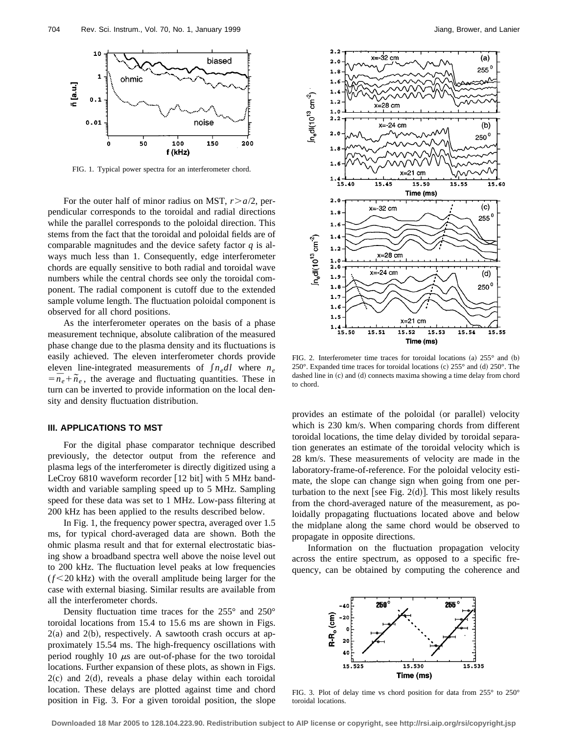FIG. 1. Typical power spectra for an interferometer chord.

For the outer half of minor radius on MST, $r > a/2$, perpendicular corresponds to the toroidal and radial directions while the parallel corresponds to the poloidal direction. This stems from the fact that the toroidal and poloidal fields are of comparable magnitudes and the device safety factor $q$ is always much less than 1. Consequently, edge interferometer chords are equally sensitive to both radial and toroidal wave numbers while the central chords see only the toroidal component. The radial component is cutoff due to the extended sample volume length. The fluctuation poloidal component is observed for all chord positions.

As the interferometer operates on the basis of a phase measurement technique, absolute calibration of the measured phase change due to the plasma density and its fluctuations is easily achieved. The eleven interferometer chords provide eleven line-integrated measurements of $\int n_e dl$ where $n_e = \bar{n}_e + \tilde{n}_e$, the average and fluctuating quantities. These in turn can be inverted to provide information on the local density and density fluctuation distribution.

## III. APPLICATIONS TO MST

For the digital phase comparator technique described previously, the detector output from the reference and plasma legs of the interferometer is directly digitized using a LeCroy 6810 waveform recorder [12 bit] with 5 MHz bandwidth and variable sampling speed up to 5 MHz. Sampling speed for these data was set to 1 MHz. Low-pass filtering at 200 kHz has been applied to the results described below.

In Fig. 1, the frequency power spectra, averaged over 1.5 ms, for typical chord-averaged data are shown. Both the ohmic plasma result and that for external electrostatic biasing show a broadband spectra well above the noise level out to 200 kHz. The fluctuation level peaks at low frequencies ($f < 20$ kHz) with the overall amplitude being larger for the case with external biasing. Similar results are available from all the interferometer chords.

Density fluctuation time traces for the 255° and 250° toroidal locations from 15.4 to 15.6 ms are shown in Figs. 2(a) and 2(b), respectively. A sawtooth crash occurs at approximately 15.54 ms. The high-frequency oscillations with period roughly 10 $\mu$s are out-of-phase for the two toroidal locations. Further expansion of these plots, as shown in Figs. 2(c) and 2(d), reveals a phase delay within each toroidal location. These delays are plotted against time and chord position in Fig. 3. For a given toroidal position, the slope provides an estimate of the poloidal (or parallel) velocity which is 230 km/s. When comparing chords from different toroidal locations, the time delay divided by toroidal separation generates an estimate of the toroidal velocity which is 28 km/s. These measurements of velocity are made in the laboratory-frame-of-reference. For the poloidal velocity estimate, the slope can change sign when going from one perturbation to the next [see Fig. 2(d)]. This most likely results from the chord-averaged nature of the measurement, as poloidally propagating fluctuations located above and below the midplane along the same chord would be observed to propagate in opposite directions.

Information on the fluctuation propagation velocity across the entire spectrum, as opposed to a specific frequency, can be obtained by computing the coherence and

FIG. 2. Interferometer time traces for toroidal locations (a) 255° and (b) 250°. Expanded time traces for toroidal locations (c) 255° and (d) 250°. The dashed line in (c) and (d) connects maxima showing a time delay from chord to chord.

FIG. 3. Plot of delay time vs chord position for data from 255° to 250° toroidal locations.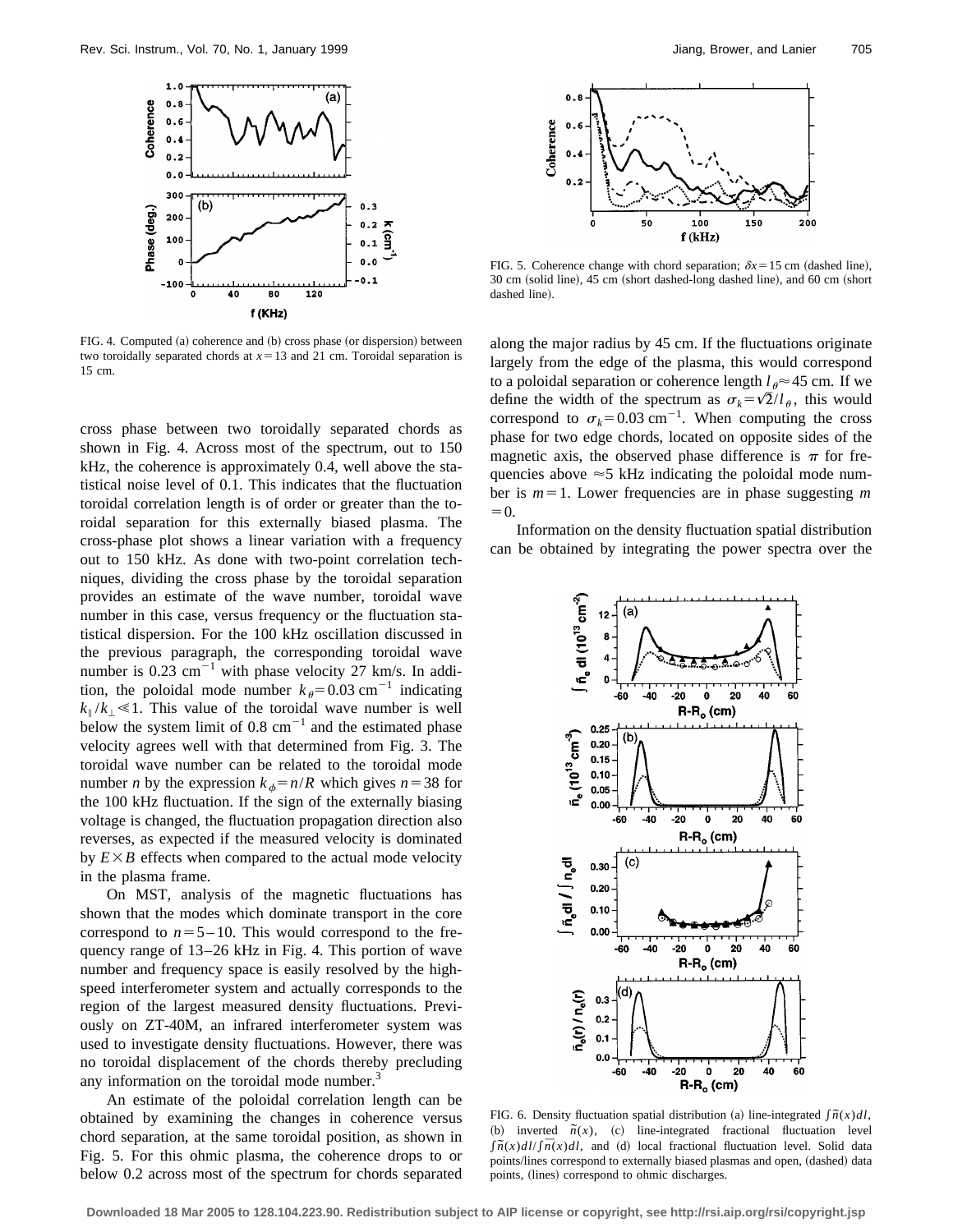FIG. 4. Computed (a) coherence and (b) cross phase (or dispersion) between two toroidally separated chords at $x=13$ and 21 cm. Toroidal separation is 15 cm.

cross phase between two toroidally separated chords as shown in Fig. 4. Across most of the spectrum, out to 150 kHz, the coherence is approximately 0.4, well above the statistical noise level of 0.1. This indicates that the fluctuation toroidal correlation length is of order or greater than the toroidal separation for this externally biased plasma. The cross-phase plot shows a linear variation with a frequency out to 150 kHz. As done with two-point correlation techniques, dividing the cross phase by the toroidal separation provides an estimate of the wave number, toroidal wave number in this case, versus frequency or the fluctuation statistical dispersion. For the 100 kHz oscillation discussed in the previous paragraph, the corresponding toroidal wave number is $0.23\ \text{cm}^{-1}$ with phase velocity 27 km/s. In addition, the poloidal mode number $k_\theta = 0.03\ \text{cm}^{-1}$ indicating $k_\parallel / k_\perp \ll 1$. This value of the toroidal wave number is well below the system limit of $0.8\ \text{cm}^{-1}$ and the estimated phase velocity agrees well with that determined from Fig. 3. The toroidal wave number can be related to the toroidal mode number $n$ by the expression $k_\phi = n/R$ which gives $n=38$ for the 100 kHz fluctuation. If the sign of the externally biasing voltage is changed, the fluctuation propagation direction also reverses, as expected if the measured velocity is dominated by $E\times B$ effects when compared to the actual mode velocity in the plasma frame.

On MST, analysis of the magnetic fluctuations has shown that the modes which dominate transport in the core correspond to $n=5-10$. This would correspond to the frequency range of 13–26 kHz in Fig. 4. This portion of wave number and frequency space is easily resolved by the high-speed interferometer system and actually corresponds to the region of the largest measured density fluctuations. Previously on ZT-40M, an infrared interferometer system was used to investigate density fluctuations. However, there was no toroidal displacement of the chords thereby precluding any information on the toroidal mode number.[3]

An estimate of the poloidal correlation length can be obtained by examining the changes in coherence versus chord separation, at the same toroidal position, as shown in Fig. 5. For this ohmic plasma, the coherence drops to or below 0.2 across most of the spectrum for chords separated along the major radius by 45 cm. If the fluctuations originate largely from the edge of the plasma, this would correspond to a poloidal separation or coherence length $l_\theta \approx 45$ cm. If we define the width of the spectrum as $\sigma_k = \sqrt{2}/l_\theta$, this would correspond to $\sigma_k = 0.03\ \text{cm}^{-1}$. When computing the cross phase for two edge chords, located on opposite sides of the magnetic axis, the observed phase difference is $\pi$ for frequencies above $\approx 5$ kHz indicating the poloidal mode number is $m=1$. Lower frequencies are in phase suggesting $m=0$.

FIG. 5. Coherence change with chord separation; $\delta x = 15$ cm (dashed line), 30 cm (solid line), 45 cm (short dashed-long dashed line), and 60 cm (short dashed line).

Information on the density fluctuation spatial distribution can be obtained by integrating the power spectra over the

FIG. 6. Density fluctuation spatial distribution (a) line-integrated $\int \tilde{n}(x)dl$, (b) inverted $\tilde{n}(x)$, (c) line-integrated fractional fluctuation level $\int \tilde{n}(x)dl / \int \bar{n}(x)dl$, and (d) local fractional fluctuation level. Solid data points/lines correspond to externally biased plasmas and open, (dashed) data points, (lines) correspond to ohmic discharges.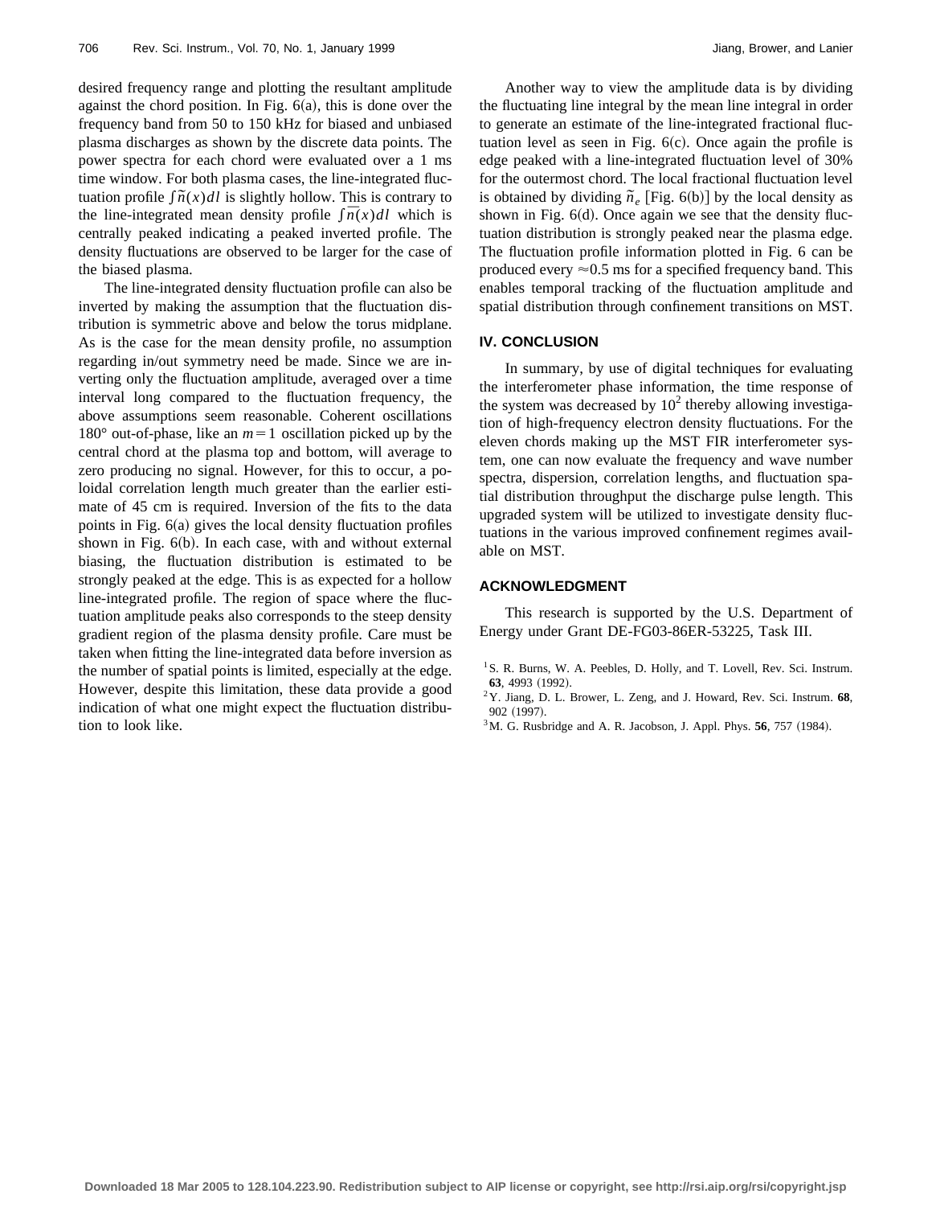desired frequency range and plotting the resultant amplitude against the chord position. In Fig. 6(a), this is done over the frequency band from 50 to 150 kHz for biased and unbiased plasma discharges as shown by the discrete data points. The power spectra for each chord were evaluated over a 1 ms time window. For both plasma cases, the line-integrated fluctuation profile $\int \tilde{n}(x)dl$ is slightly hollow. This is contrary to the line-integrated mean density profile $\int \overline{n}(x)dl$ which is centrally peaked indicating a peaked inverted profile. The density fluctuations are observed to be larger for the case of the biased plasma.

The line-integrated density fluctuation profile can also be inverted by making the assumption that the fluctuation distribution is symmetric above and below the torus midplane. As is the case for the mean density profile, no assumption regarding in/out symmetry need be made. Since we are inverting only the fluctuation amplitude, averaged over a time interval long compared to the fluctuation frequency, the above assumptions seem reasonable. Coherent oscillations 180° out-of-phase, like an $m=1$ oscillation picked up by the central chord at the plasma top and bottom, will average to zero producing no signal. However, for this to occur, a poloidal correlation length much greater than the earlier estimate of 45 cm is required. Inversion of the fits to the data points in Fig. 6(a) gives the local density fluctuation profiles shown in Fig. 6(b). In each case, with and without external biasing, the fluctuation distribution is estimated to be strongly peaked at the edge. This is as expected for a hollow line-integrated profile. The region of space where the fluctuation amplitude peaks also corresponds to the steep density gradient region of the plasma density profile. Care must be taken when fitting the line-integrated data before inversion as the number of spatial points is limited, especially at the edge. However, despite this limitation, these data provide a good indication of what one might expect the fluctuation distribution to look like.

Another way to view the amplitude data is by dividing the fluctuating line integral by the mean line integral in order to generate an estimate of the line-integrated fractional fluctuation level as seen in Fig. 6(c). Once again the profile is edge peaked with a line-integrated fluctuation level of 30% for the outermost chord. The local fractional fluctuation level is obtained by dividing $\tilde{n}_e$ [Fig. 6(b)] by the local density as shown in Fig. 6(d). Once again we see that the density fluctuation distribution is strongly peaked near the plasma edge. The fluctuation profile information plotted in Fig. 6 can be produced every ≈0.5 ms for a specified frequency band. This enables temporal tracking of the fluctuation amplitude and spatial distribution through confinement transitions on MST.

## IV. CONCLUSION

In summary, by use of digital techniques for evaluating the interferometer phase information, the time response of the system was decreased by $10^2$ thereby allowing investigation of high-frequency electron density fluctuations. For the eleven chords making up the MST FIR interferometer system, one can now evaluate the frequency and wave number spectra, dispersion, correlation lengths, and fluctuation spatial distribution throughput the discharge pulse length. This upgraded system will be utilized to investigate density fluctuations in the various improved confinement regimes available on MST.

## ACKNOWLEDGMENT

This research is supported by the U.S. Department of Energy under Grant DE-FG03-86ER-53225, Task III.

[1] S. R. Burns, W. A. Peebles, D. Holly, and T. Lovell, Rev. Sci. Instrum. **63**, 4993 (1992).
[2] Y. Jiang, D. L. Brower, L. Zeng, and J. Howard, Rev. Sci. Instrum. **68**, 902 (1997).
[3] M. G. Rusbridge and A. R. Jacobson, J. Appl. Phys. **56**, 757 (1984).